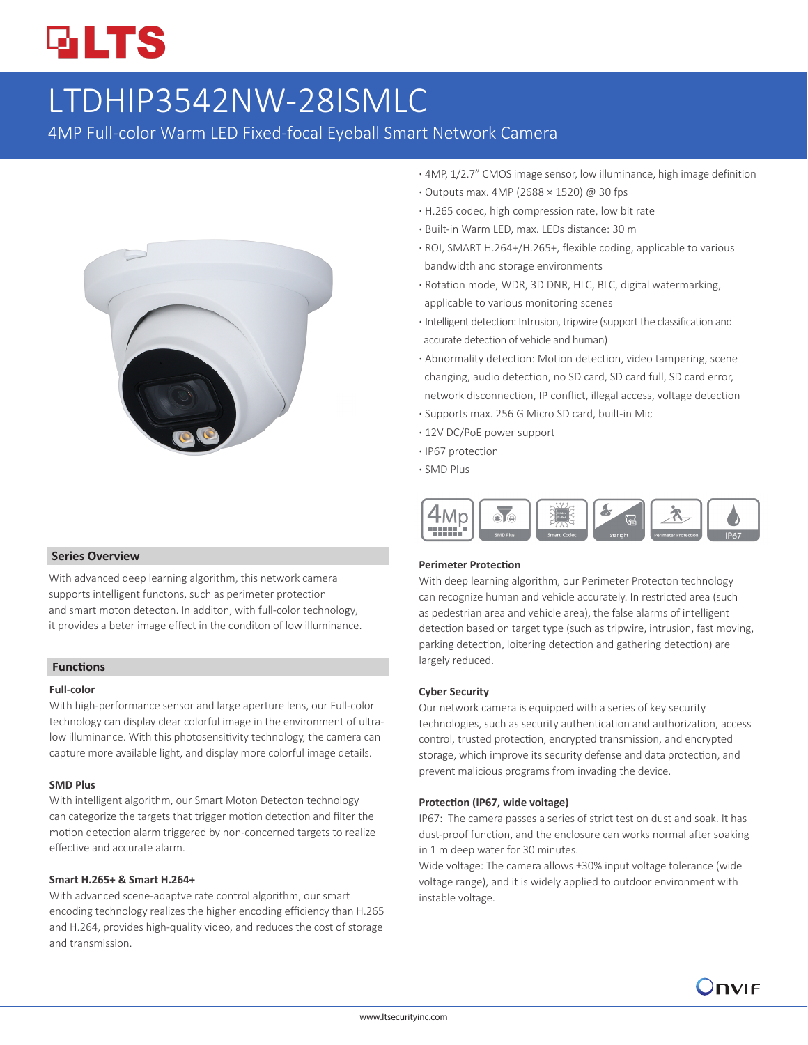# LTDHIP3542NW-28ISMLC

## 4MP Full-color Warm LED Fixed-focal Eyeball Smart Network Camera

- 4MP, 1/2.7" CMOS image sensor, low illuminance, high image definition
- Outputs max. 4MP (2688 × 1520) @ 30 fps
- H.265 codec, high compression rate, low bit rate
- Built-in Warm LED, max. LEDs distance: 30 m
- ROI, SMART H.264+/H.265+, flexible coding, applicable to various bandwidth and storage environments
- Rotation mode, WDR, 3D DNR, HLC, BLC, digital watermarking, applicable to various monitoring scenes
- Intelligent detection: Intrusion, tripwire (support the classification and accurate detection of vehicle and human)
- Abnormality detection: Motion detection, video tampering, scene changing, audio detection, no SD card, SD card full, SD card error, network disconnection, IP conflict, illegal access, voltage detection
- Supports max. 256 G Micro SD card, built-in Mic
- 12V DC/PoE power support
- IP67 protection
- SMD Plus

### Series Overview

With advanced deep learning algorithm, this network camera supports intelligent functons, such as perimeter protection and smart moton detecton. In additon, with full-color technology, it provides a beter image effect in the conditon of low illuminance.

### Functions

**Full-color**

With high-performance sensor and large aperture lens, our Full-color technology can display clear colorful image in the environment of ultra-low illuminance. With this photosensitivity technology, the camera can capture more available light, and display more colorful image details.

**SMD Plus**

With intelligent algorithm, our Smart Moton Detecton technology can categorize the targets that trigger motion detection and filter the motion detection alarm triggered by non-concerned targets to realize effective and accurate alarm.

**Smart H.265+ & Smart H.264+**

With advanced scene-adaptve rate control algorithm, our smart encoding technology realizes the higher encoding efficiency than H.265 and H.264, provides high-quality video, and reduces the cost of storage and transmission.

**Perimeter Protection**

With deep learning algorithm, our Perimeter Protecton technology can recognize human and vehicle accurately. In restricted area (such as pedestrian area and vehicle area), the false alarms of intelligent detection based on target type (such as tripwire, intrusion, fast moving, parking detection, loitering detection and gathering detection) are largely reduced.

**Cyber Security**

Our network camera is equipped with a series of key security technologies, such as security authentication and authorization, access control, trusted protection, encrypted transmission, and encrypted storage, which improve its security defense and data protection, and prevent malicious programs from invading the device.

**Protection (IP67, wide voltage)**

IP67: The camera passes a series of strict test on dust and soak. It has dust-proof function, and the enclosure can works normal after soaking in 1 m deep water for 30 minutes.

Wide voltage: The camera allows ±30% input voltage tolerance (wide voltage range), and it is widely applied to outdoor environment with instable voltage.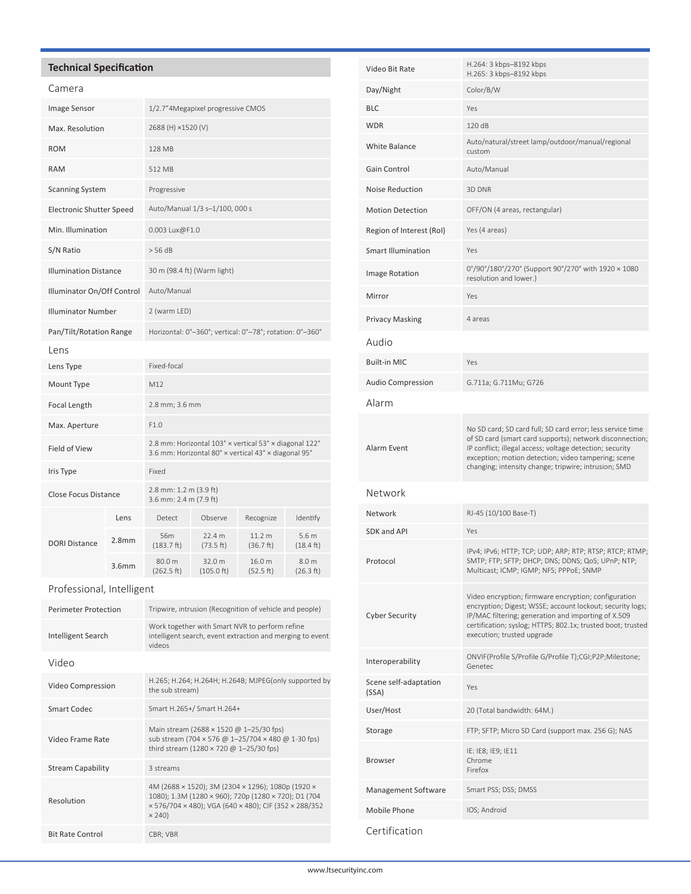## Technical Specification

### Camera

| | |
|---|---|
| Image Sensor | 1/2.7"4Megapixel progressive CMOS |
| Max. Resolution | 2688 (H) ×1520 (V) |
| ROM | 128 MB |
| RAM | 512 MB |
| Scanning System | Progressive |
| Electronic Shutter Speed | Auto/Manual 1/3 s–1/100, 000 s |
| Min. Illumination | 0.003 Lux@F1.0 |
| S/N Ratio | > 56 dB |
| Illumination Distance | 30 m (98.4 ft) (Warm light) |
| Illuminator On/Off Control | Auto/Manual |
| Illuminator Number | 2 (warm LED) |
| Pan/Tilt/Rotation Range | Horizontal: 0°–360°; vertical: 0°–78°; rotation: 0°–360° |

### Lens

| | |
|---|---|
| Lens Type | Fixed-focal |
| Mount Type | M12 |
| Focal Length | 2.8 mm; 3.6 mm |
| Max. Aperture | F1.0 |
| Field of View | 2.8 mm: Horizontal 103° × vertical 53° × diagonal 122°<br>3.6 mm: Horizontal 80° × vertical 43° × diagonal 95° |
| Iris Type | Fixed |
| Close Focus Distance | 2.8 mm: 1.2 m (3.9 ft)<br>3.6 mm: 2.4 m (7.9 ft) |

| DORI Distance | Lens | Detect | Observe | Recognize | Identify |
|---|---|---|---|---|---|
| | 2.8mm | 56m (183.7 ft) | 22.4 m (73.5 ft) | 11.2 m (36.7 ft) | 5.6 m (18.4 ft) |
| | 3.6mm | 80.0 m (262.5 ft) | 32.0 m (105.0 ft) | 16.0 m (52.5 ft) | 8.0 m (26.3 ft) |

### Professional, Intelligent

| | |
|---|---|
| Perimeter Protection | Tripwire, intrusion (Recognition of vehicle and people) |
| Intelligent Search | Work together with Smart NVR to perform refine intelligent search, event extraction and merging to event videos |

### Video

| | |
|---|---|
| Video Compression | H.265; H.264; H.264H; H.264B; MJPEG(only supported by the sub stream) |
| Smart Codec | Smart H.265+/ Smart H.264+ |
| Video Frame Rate | Main stream (2688 × 1520 @ 1–25/30 fps)<br>sub stream (704 × 576 @ 1–25/704 × 480 @ 1-30 fps)<br>third stream (1280 × 720 @ 1–25/30 fps) |
| Stream Capability | 3 streams |
| Resolution | 4M (2688 × 1520); 3M (2304 × 1296); 1080p (1920 × 1080); 1.3M (1280 × 960); 720p (1280 × 720); D1 (704 × 576/704 × 480); VGA (640 × 480); CIF (352 × 288/352 × 240) |
| Bit Rate Control | CBR; VBR |
| Video Bit Rate | H.264: 3 kbps–8192 kbps<br>H.265: 3 kbps–8192 kbps |
| Day/Night | Color/B/W |
| BLC | Yes |
| WDR | 120 dB |
| White Balance | Auto/natural/street lamp/outdoor/manual/regional custom |
| Gain Control | Auto/Manual |
| Noise Reduction | 3D DNR |
| Motion Detection | OFF/ON (4 areas, rectangular) |
| Region of Interest (RoI) | Yes (4 areas) |
| Smart Illumination | Yes |
| Image Rotation | 0°/90°/180°/270° (Support 90°/270° with 1920 × 1080 resolution and lower.) |
| Mirror | Yes |
| Privacy Masking | 4 areas |

### Audio

| | |
|---|---|
| Built-in MIC | Yes |
| Audio Compression | G.711a; G.711Mu; G726 |

### Alarm

| | |
|---|---|
| Alarm Event | No SD card; SD card full; SD card error; less service time of SD card (smart card supports); network disconnection; IP conflict; illegal access; voltage detection; security exception; motion detection; video tampering; scene changing; intensity change; tripwire; intrusion; SMD |

### Network

| | |
|---|---|
| Network | RJ-45 (10/100 Base-T) |
| SDK and API | Yes |
| Protocol | IPv4; IPv6; HTTP; TCP; UDP; ARP; RTP; RTSP; RTCP; RTMP; SMTP; FTP; SFTP; DHCP; DNS; DDNS; QoS; UPnP; NTP; Multicast; ICMP; IGMP; NFS; PPPoE; SNMP |
| Cyber Security | Video encryption; firmware encryption; configuration encryption; Digest; WSSE; account lockout; security logs; IP/MAC filtering; generation and importing of X.509 certification; syslog; HTTPS; 802.1x; trusted boot; trusted execution; trusted upgrade |
| Interoperability | ONVIF(Profile S/Profile G/Profile T);CGI;P2P;Milestone; Genetec |
| Scene self-adaptation (SSA) | Yes |
| User/Host | 20 (Total bandwidth: 64M.) |
| Storage | FTP; SFTP; Micro SD Card (support max. 256 G); NAS |
| Browser | IE: IE8; IE9; IE11<br>Chrome<br>Firefox |
| Management Software | Smart PSS; DSS; DMSS |
| Mobile Phone | IOS; Android |

### Certification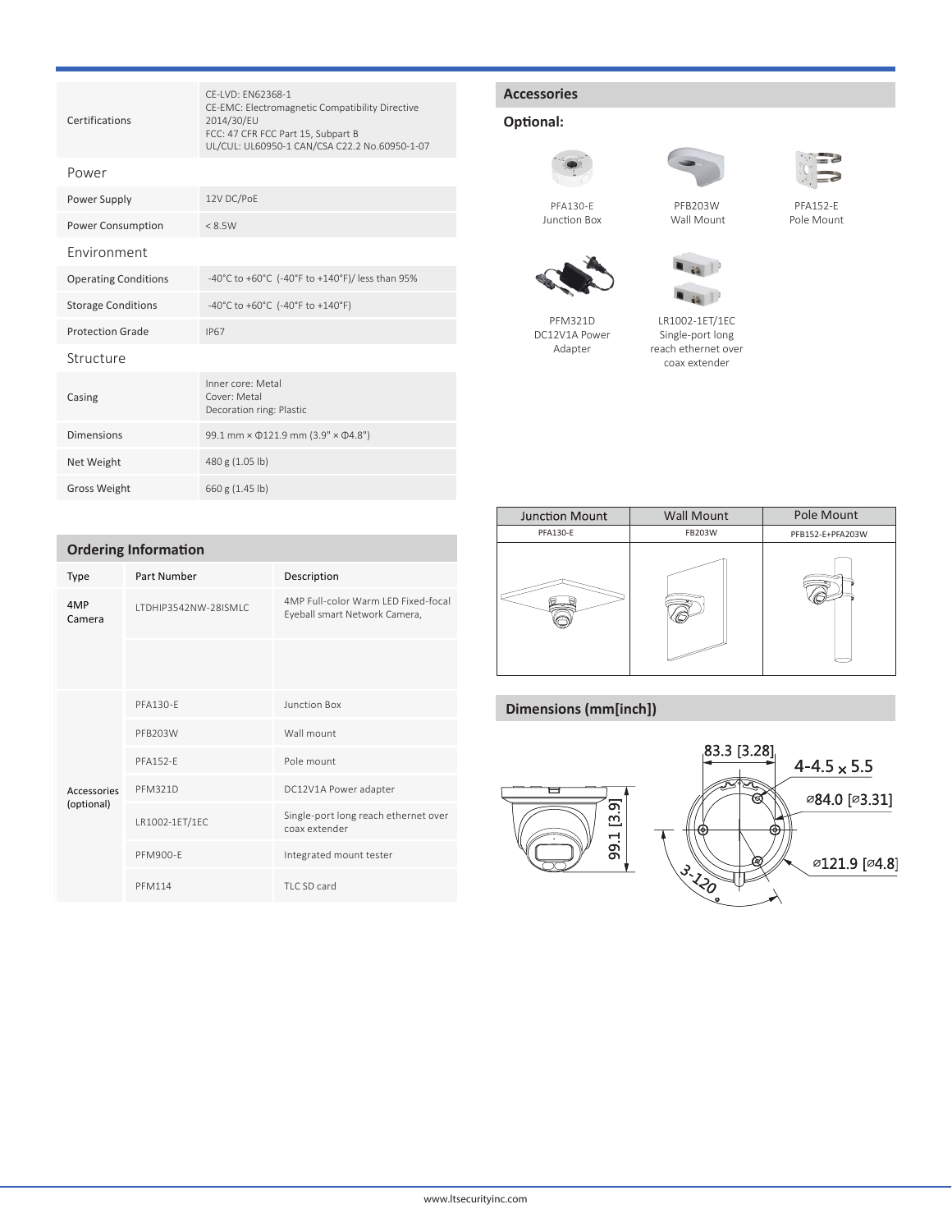| | |
|---|---|
| Certifications | CE-LVD: EN62368-1<br>CE-EMC: Electromagnetic Compatibility Directive 2014/30/EU<br>FCC: 47 CFR FCC Part 15, Subpart B<br>UL/CUL: UL60950-1 CAN/CSA C22.2 No.60950-1-07 |
| **Power** | |
| Power Supply | 12V DC/PoE |
| Power Consumption | < 8.5W |
| **Environment** | |
| Operating Conditions | -40°C to +60°C (-40°F to +140°F)/ less than 95% |
| Storage Conditions | -40°C to +60°C (-40°F to +140°F) |
| Protection Grade | IP67 |
| **Structure** | |
| Casing | Inner core: Metal<br>Cover: Metal<br>Decoration ring: Plastic |
| Dimensions | 99.1 mm × Φ121.9 mm (3.9" × Φ4.8") |
| Net Weight | 480 g (1.05 lb) |
| Gross Weight | 660 g (1.45 lb) |

## Ordering Information

| Type | Part Number | Description |
|---|---|---|
| 4MP Camera | LTDHIP3542NW-28ISMLC | 4MP Full-color Warm LED Fixed-focal Eyeball smart Network Camera, |
| | | |
| Accessories (optional) | PFA130-E | Junction Box |
| | PFB203W | Wall mount |
| | PFA152-E | Pole mount |
| | PFM321D | DC12V1A Power adapter |
| | LR1002-1ET/1EC | Single-port long reach ethernet over coax extender |
| | PFM900-E | Integrated mount tester |
| | PFM114 | TLC SD card |

## Accessories

### Optional:

PFA130-E
Junction Box

PFB203W
Wall Mount

PFA152-E
Pole Mount

PFM321D
DC12V1A Power Adapter

LR1002-1ET/1EC
Single-port long reach ethernet over coax extender

| Junction Mount | Wall Mount | Pole Mount |
|---|---|---|
| PFA130-E | FB203W | PFB152-E+PFA203W |

## Dimensions (mm[inch])

83.3 [3.28]
4-4.5 × 5.5
⌀84.0 [⌀3.31]
⌀121.9 [⌀4.8]
99.1 [3.9]
3-120°